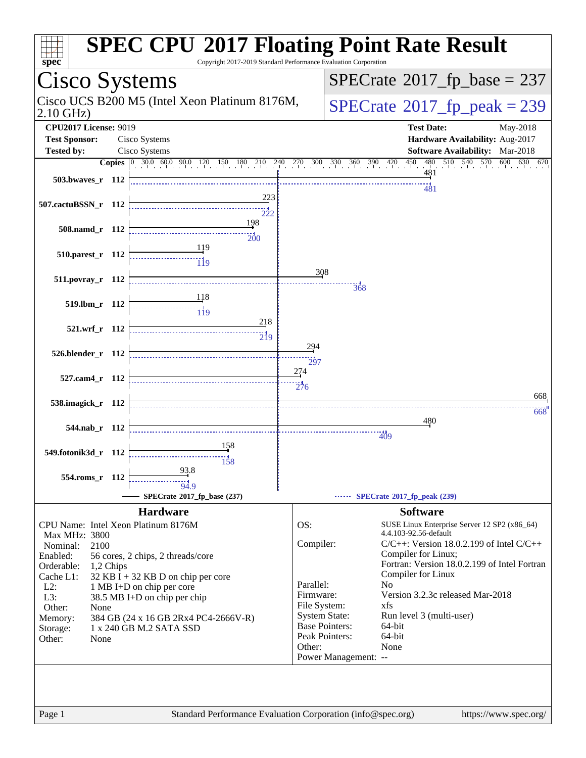# SPEC CPU 2017 Floating Point Rate Result

Copyright 2017-2019 Standard Performance Evaluation Corporation

## Cisco Systems

Cisco UCS B200 M5 (Intel Xeon Platinum 8176M, 2.10 GHz)

**SPECrate 2017_fp_base = 237**

**SPECrate 2017_fp_peak = 239**

| | | | |
|---|---|---|---|
| **CPU2017 License:** | 9019 | **Test Date:** | May-2018 |
| **Test Sponsor:** | Cisco Systems | **Hardware Availability:** | Aug-2017 |
| **Tested by:** | Cisco Systems | **Software Availability:** | Mar-2018 |

| Benchmark | Copies | Base | Peak |
|---|---|---|---|
| 503.bwaves_r | 112 | 481 | 481 |
| 507.cactuBSSN_r | 112 | 223 | 222 |
| 508.namd_r | 112 | 198 | 200 |
| 510.parest_r | 112 | 119 | 119 |
| 511.povray_r | 112 | 308 | 368 |
| 519.lbm_r | 112 | 118 | 119 |
| 521.wrf_r | 112 | 218 | 219 |
| 526.blender_r | 112 | 294 | 297 |
| 527.cam4_r | 112 | 274 | 276 |
| 538.imagick_r | 112 | 668 | 668 |
| 544.nab_r | 112 | 480 | 409 |
| 549.fotonik3d_r | 112 | 158 | 158 |
| 554.roms_r | 112 | 93.8 | 94.9 |

SPECrate 2017_fp_base (237) — SPECrate 2017_fp_peak (239)

### Hardware

| | |
|---|---|
| CPU Name: | Intel Xeon Platinum 8176M |
| Max MHz: | 3800 |
| Nominal: | 2100 |
| Enabled: | 56 cores, 2 chips, 2 threads/core |
| Orderable: | 1,2 Chips |
| Cache L1: | 32 KB I + 32 KB D on chip per core |
| L2: | 1 MB I+D on chip per core |
| L3: | 38.5 MB I+D on chip per chip |
| Other: | None |
| Memory: | 384 GB (24 x 16 GB 2Rx4 PC4-2666V-R) |
| Storage: | 1 x 240 GB M.2 SATA SSD |
| Other: | None |

### Software

| | |
|---|---|
| OS: | SUSE Linux Enterprise Server 12 SP2 (x86_64) 4.4.103-92.56-default |
| Compiler: | C/C++: Version 18.0.2.199 of Intel C/C++ Compiler for Linux; Fortran: Version 18.0.2.199 of Intel Fortran Compiler for Linux |
| Parallel: | No |
| Firmware: | Version 3.2.3c released Mar-2018 |
| File System: | xfs |
| System State: | Run level 3 (multi-user) |
| Base Pointers: | 64-bit |
| Peak Pointers: | 64-bit |
| Other: | None |
| Power Management: | -- |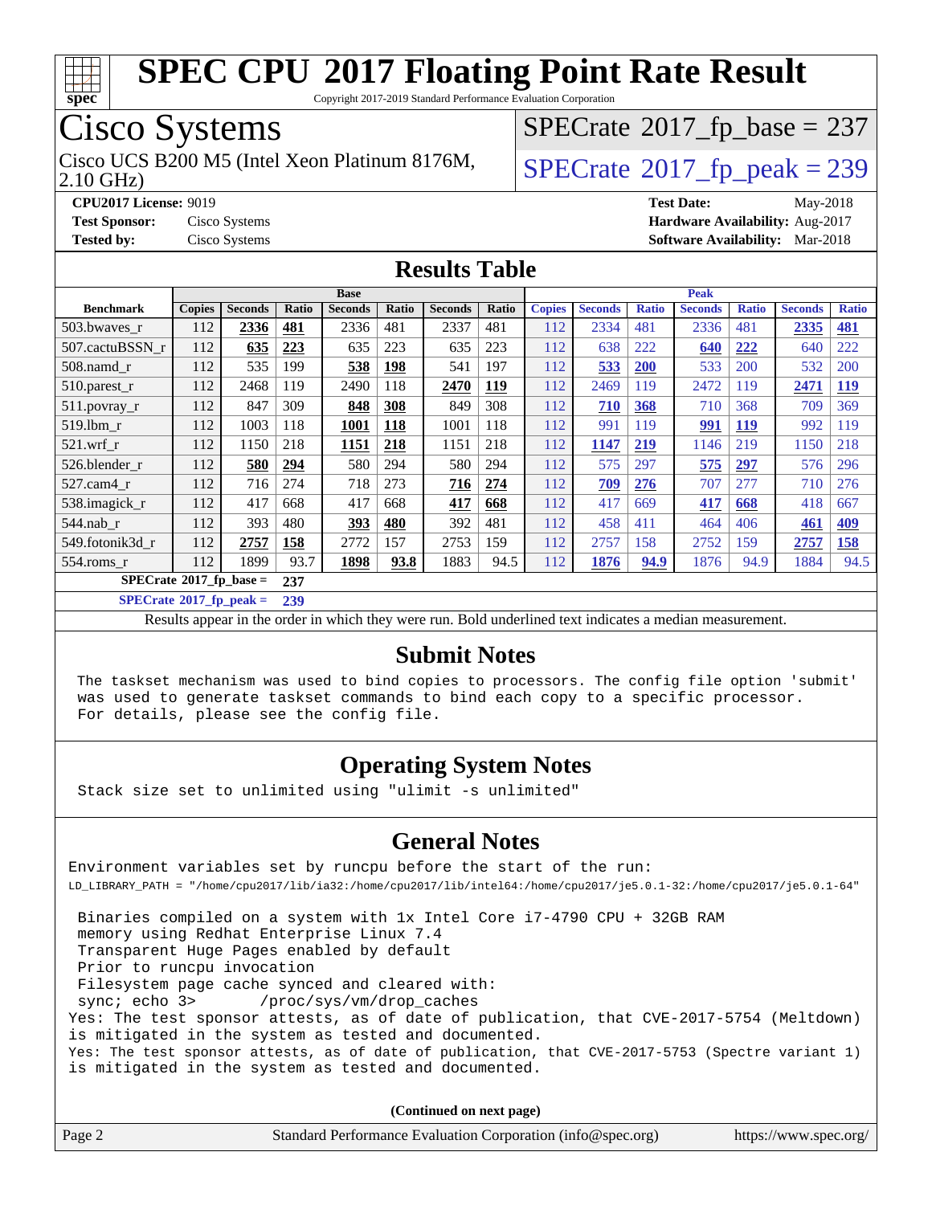# SPEC CPU 2017 Floating Point Rate Result

Copyright 2017-2019 Standard Performance Evaluation Corporation

## Cisco Systems

Cisco UCS B200 M5 (Intel Xeon Platinum 8176M, 2.10 GHz)

SPECrate 2017_fp_base = 237

SPECrate 2017_fp_peak = 239

**CPU2017 License:** 9019
**Test Sponsor:** Cisco Systems
**Tested by:** Cisco Systems

**Test Date:** May-2018
**Hardware Availability:** Aug-2017
**Software Availability:** Mar-2018

## Results Table

| Benchmark | Base | | | | | | | Peak | | | | | | |
|---|---|---|---|---|---|---|---|---|---|---|---|---|---|---|
| | Copies | Seconds | Ratio | Seconds | Ratio | Seconds | Ratio | Copies | Seconds | Ratio | Seconds | Ratio | Seconds | Ratio |
| 503.bwaves_r | 112 | **2336** | **481** | 2336 | 481 | 2337 | 481 | 112 | 2334 | 481 | 2336 | 481 | **2335** | **481** |
| 507.cactuBSSN_r | 112 | **635** | **223** | 635 | 223 | 635 | 223 | 112 | 638 | 222 | **640** | **222** | 640 | 222 |
| 508.namd_r | 112 | 535 | 199 | **538** | **198** | 541 | 197 | 112 | **533** | **200** | 533 | 200 | 532 | 200 |
| 510.parest_r | 112 | 2468 | 119 | 2490 | 118 | **2470** | **119** | 112 | 2469 | 119 | 2472 | 119 | **2471** | **119** |
| 511.povray_r | 112 | 847 | 309 | **848** | **308** | 849 | 308 | 112 | **710** | **368** | 710 | 368 | 709 | 369 |
| 519.lbm_r | 112 | 1003 | 118 | **1001** | **118** | 1001 | 118 | 112 | 991 | 119 | **991** | **119** | 992 | 119 |
| 521.wrf_r | 112 | 1150 | 218 | **1151** | **218** | 1151 | 218 | 112 | **1147** | **219** | 1146 | 219 | 1150 | 218 |
| 526.blender_r | 112 | **580** | **294** | 580 | 294 | 580 | 294 | 112 | 575 | 297 | **575** | **297** | 576 | 296 |
| 527.cam4_r | 112 | 716 | 274 | 718 | 273 | **716** | **274** | 112 | **709** | **276** | 707 | 277 | 710 | 276 |
| 538.imagick_r | 112 | 417 | 668 | 417 | 668 | **417** | **668** | 112 | 417 | 669 | **417** | **668** | 418 | 667 |
| 544.nab_r | 112 | 393 | 480 | **393** | **480** | 392 | 481 | 112 | 458 | 411 | 464 | 406 | **461** | **409** |
| 549.fotonik3d_r | 112 | **2757** | **158** | 2772 | 157 | 2753 | 159 | 112 | 2757 | 158 | 2752 | 159 | **2757** | **158** |
| 554.roms_r | 112 | 1899 | 93.7 | **1898** | **93.8** | 1883 | 94.5 | 112 | **1876** | **94.9** | 1876 | 94.9 | 1884 | 94.5 |

SPECrate 2017_fp_base = 237

SPECrate 2017_fp_peak = 239

Results appear in the order in which they were run. Bold underlined text indicates a median measurement.

## Submit Notes

```
The taskset mechanism was used to bind copies to processors. The config file option 'submit'
was used to generate taskset commands to bind each copy to a specific processor.
For details, please see the config file.
```

## Operating System Notes

```
Stack size set to unlimited using "ulimit -s unlimited"
```

## General Notes

```
Environment variables set by runcpu before the start of the run:
LD_LIBRARY_PATH = "/home/cpu2017/lib/ia32:/home/cpu2017/lib/intel64:/home/cpu2017/je5.0.1-32:/home/cpu2017/je5.0.1-64"

 Binaries compiled on a system with 1x Intel Core i7-4790 CPU + 32GB RAM
 memory using Redhat Enterprise Linux 7.4
 Transparent Huge Pages enabled by default
 Prior to runcpu invocation
 Filesystem page cache synced and cleared with:
 sync; echo 3>       /proc/sys/vm/drop_caches
Yes: The test sponsor attests, as of date of publication, that CVE-2017-5754 (Meltdown)
is mitigated in the system as tested and documented.
Yes: The test sponsor attests, as of date of publication, that CVE-2017-5753 (Spectre variant 1)
is mitigated in the system as tested and documented.
```

(Continued on next page)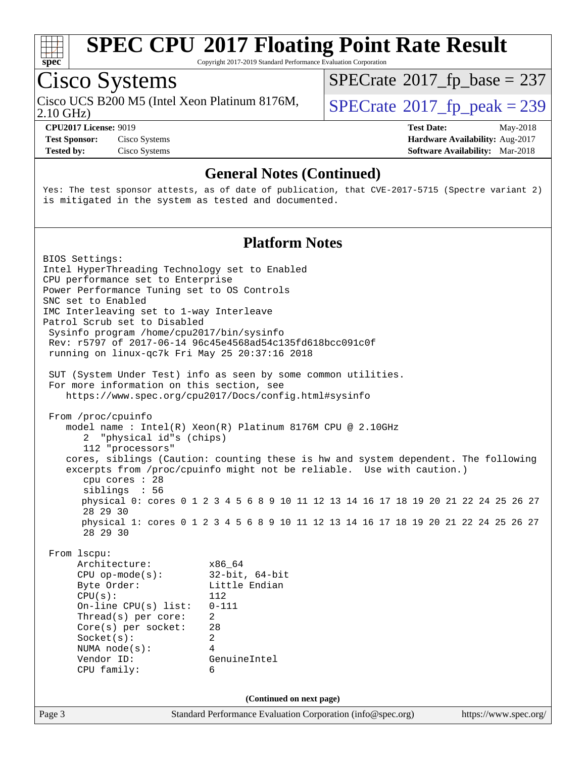## General Notes (Continued)

```
Yes: The test sponsor attests, as of date of publication, that CVE-2017-5715 (Spectre variant 2)
is mitigated in the system as tested and documented.
```

## Platform Notes

```
BIOS Settings:
Intel HyperThreading Technology set to Enabled
CPU performance set to Enterprise
Power Performance Tuning set to OS Controls
SNC set to Enabled
IMC Interleaving set to 1-way Interleave
Patrol Scrub set to Disabled
 Sysinfo program /home/cpu2017/bin/sysinfo
 Rev: r5797 of 2017-06-14 96c45e4568ad54c135fd618bcc091c0f
 running on linux-qc7k Fri May 25 20:37:16 2018

 SUT (System Under Test) info as seen by some common utilities.
 For more information on this section, see
    https://www.spec.org/cpu2017/Docs/config.html#sysinfo

 From /proc/cpuinfo
    model name : Intel(R) Xeon(R) Platinum 8176M CPU @ 2.10GHz
       2  "physical id"s (chips)
       112 "processors"
    cores, siblings (Caution: counting these is hw and system dependent. The following
    excerpts from /proc/cpuinfo might not be reliable.  Use with caution.)
       cpu cores : 28
       siblings  : 56
       physical 0: cores 0 1 2 3 4 5 6 8 9 10 11 12 13 14 16 17 18 19 20 21 22 24 25 26 27
       28 29 30
       physical 1: cores 0 1 2 3 4 5 6 8 9 10 11 12 13 14 16 17 18 19 20 21 22 24 25 26 27
       28 29 30

 From lscpu:
      Architecture:          x86_64
      CPU op-mode(s):        32-bit, 64-bit
      Byte Order:            Little Endian
      CPU(s):                112
      On-line CPU(s) list:   0-111
      Thread(s) per core:    2
      Core(s) per socket:    28
      Socket(s):             2
      NUMA node(s):          4
      Vendor ID:             GenuineIntel
      CPU family:            6
```

(Continued on next page)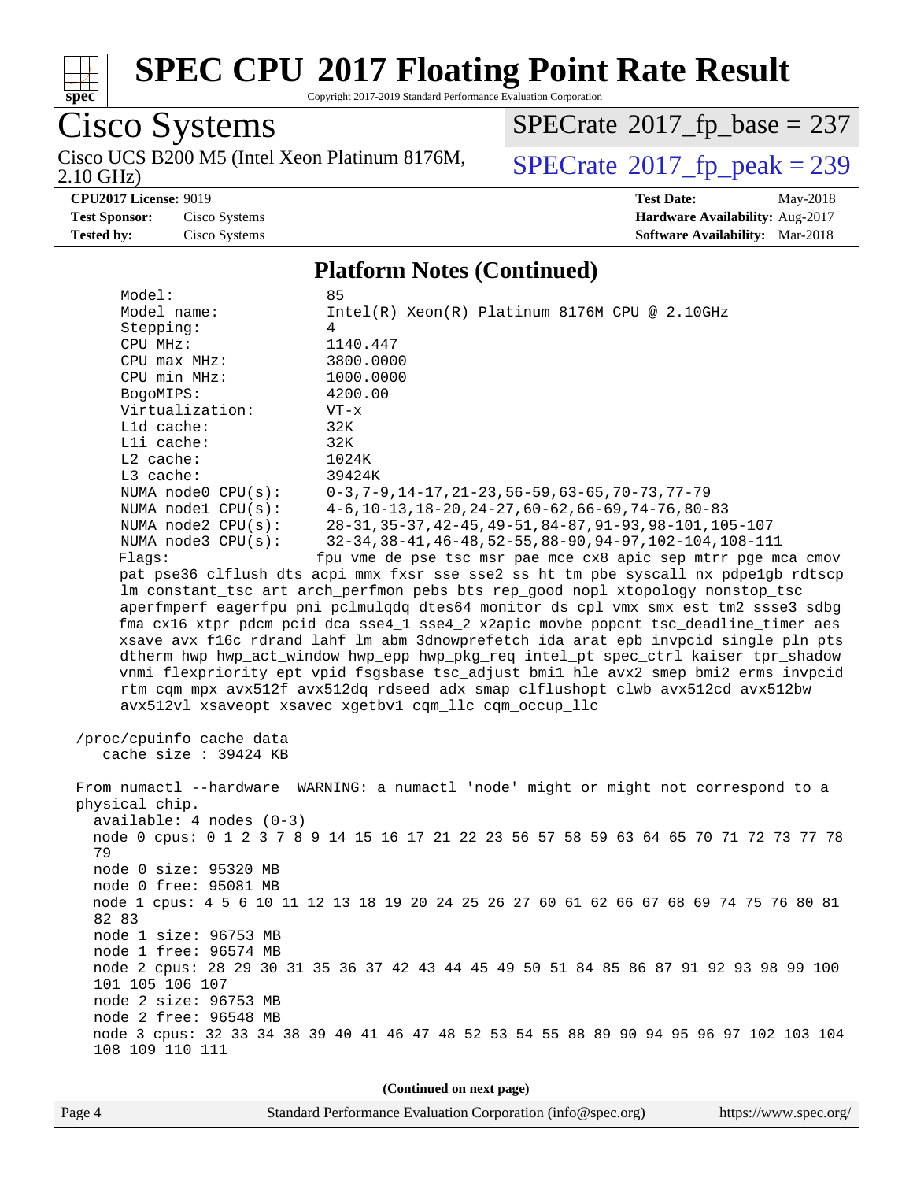# SPEC CPU 2017 Floating Point Rate Result

Copyright 2017-2019 Standard Performance Evaluation Corporation

**Cisco Systems**

Cisco UCS B200 M5 (Intel Xeon Platinum 8176M, 2.10 GHz)

SPECrate 2017_fp_base = 237

SPECrate 2017_fp_peak = 239

**CPU2017 License:** 9019
**Test Sponsor:** Cisco Systems
**Tested by:** Cisco Systems

**Test Date:** May-2018
**Hardware Availability:** Aug-2017
**Software Availability:** Mar-2018

## Platform Notes (Continued)

```
     Model:                 85
     Model name:            Intel(R) Xeon(R) Platinum 8176M CPU @ 2.10GHz
     Stepping:              4
     CPU MHz:               1140.447
     CPU max MHz:           3800.0000
     CPU min MHz:           1000.0000
     BogoMIPS:              4200.00
     Virtualization:        VT-x
     L1d cache:             32K
     L1i cache:             32K
     L2 cache:              1024K
     L3 cache:              39424K
     NUMA node0 CPU(s):     0-3,7-9,14-17,21-23,56-59,63-65,70-73,77-79
     NUMA node1 CPU(s):     4-6,10-13,18-20,24-27,60-62,66-69,74-76,80-83
     NUMA node2 CPU(s):     28-31,35-37,42-45,49-51,84-87,91-93,98-101,105-107
     NUMA node3 CPU(s):     32-34,38-41,46-48,52-55,88-90,94-97,102-104,108-111
     Flags:                fpu vme de pse tsc msr pae mce cx8 apic sep mtrr pge mca cmov
     pat pse36 clflush dts acpi mmx fxsr sse sse2 ss ht tm pbe syscall nx pdpe1gb rdtscp
     lm constant_tsc art arch_perfmon pebs bts rep_good nopl xtopology nonstop_tsc
     aperfmperf eagerfpu pni pclmulqdq dtes64 monitor ds_cpl vmx smx est tm2 ssse3 sdbg
     fma cx16 xtpr pdcm pcid dca sse4_1 sse4_2 x2apic movbe popcnt tsc_deadline_timer aes
     xsave avx f16c rdrand lahf_lm abm 3dnowprefetch ida arat epb invpcid_single pln pts
     dtherm hwp hwp_act_window hwp_epp hwp_pkg_req intel_pt spec_ctrl kaiser tpr_shadow
     vnmi flexpriority ept vpid fsgsbase tsc_adjust bmi1 hle avx2 smep bmi2 erms invpcid
     rtm cqm mpx avx512f avx512dq rdseed adx smap clflushopt clwb avx512cd avx512bw
     avx512vl xsaveopt xsavec xgetbv1 cqm_llc cqm_occup_llc

 /proc/cpuinfo cache data
    cache size : 39424 KB

 From numactl --hardware  WARNING: a numactl 'node' might or might not correspond to a
 physical chip.
   available: 4 nodes (0-3)
   node 0 cpus: 0 1 2 3 7 8 9 14 15 16 17 21 22 23 56 57 58 59 63 64 65 70 71 72 73 77 78
   79
   node 0 size: 95320 MB
   node 0 free: 95081 MB
   node 1 cpus: 4 5 6 10 11 12 13 18 19 20 24 25 26 27 60 61 62 66 67 68 69 74 75 76 80 81
   82 83
   node 1 size: 96753 MB
   node 1 free: 96574 MB
   node 2 cpus: 28 29 30 31 35 36 37 42 43 44 45 49 50 51 84 85 86 87 91 92 93 98 99 100
   101 105 106 107
   node 2 size: 96753 MB
   node 2 free: 96548 MB
   node 3 cpus: 32 33 34 38 39 40 41 46 47 48 52 53 54 55 88 89 90 94 95 96 97 102 103 104
   108 109 110 111
```

(Continued on next page)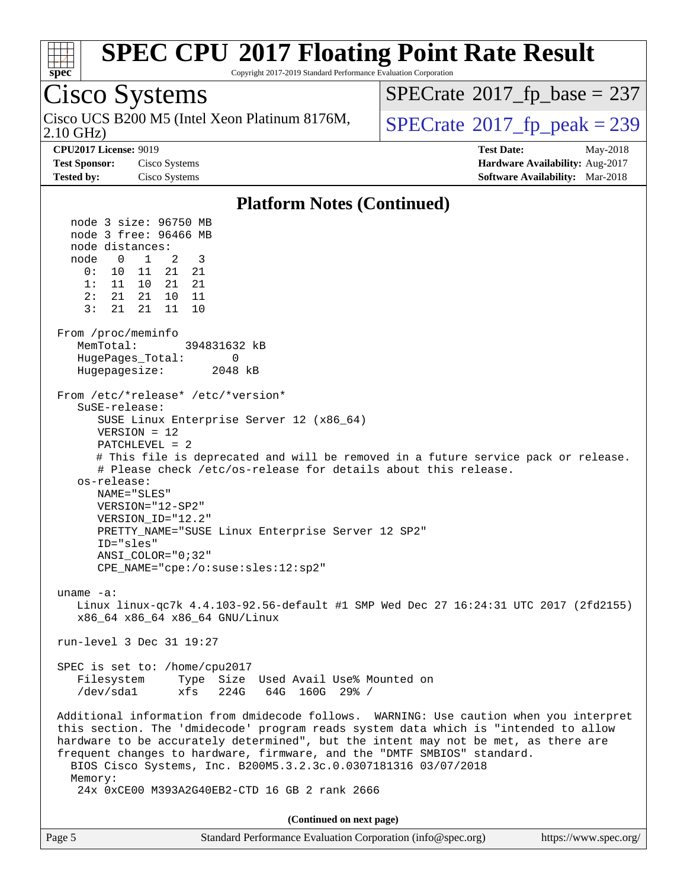# SPEC CPU 2017 Floating Point Rate Result

Copyright 2017-2019 Standard Performance Evaluation Corporation

## Cisco Systems

Cisco UCS B200 M5 (Intel Xeon Platinum 8176M, 2.10 GHz)

SPECrate 2017_fp_base = 237

SPECrate 2017_fp_peak = 239

**CPU2017 License:** 9019
**Test Sponsor:** Cisco Systems
**Tested by:** Cisco Systems

**Test Date:** May-2018
**Hardware Availability:** Aug-2017
**Software Availability:** Mar-2018

### Platform Notes (Continued)

```
   node 3 size: 96750 MB
   node 3 free: 96466 MB
   node distances:
   node   0   1   2   3
     0:  10  11  21  21
     1:  11  10  21  21
     2:  21  21  10  11
     3:  21  21  11  10

 From /proc/meminfo
    MemTotal:       394831632 kB
    HugePages_Total:       0
    Hugepagesize:       2048 kB

 From /etc/*release* /etc/*version*
    SuSE-release:
       SUSE Linux Enterprise Server 12 (x86_64)
       VERSION = 12
       PATCHLEVEL = 2
       # This file is deprecated and will be removed in a future service pack or release.
       # Please check /etc/os-release for details about this release.
    os-release:
       NAME="SLES"
       VERSION="12-SP2"
       VERSION_ID="12.2"
       PRETTY_NAME="SUSE Linux Enterprise Server 12 SP2"
       ID="sles"
       ANSI_COLOR="0;32"
       CPE_NAME="cpe:/o:suse:sles:12:sp2"

 uname -a:
    Linux linux-qc7k 4.4.103-92.56-default #1 SMP Wed Dec 27 16:24:31 UTC 2017 (2fd2155)
    x86_64 x86_64 x86_64 GNU/Linux

 run-level 3 Dec 31 19:27

 SPEC is set to: /home/cpu2017
    Filesystem     Type  Size  Used Avail Use% Mounted on
    /dev/sda1      xfs   224G   64G  160G  29% /

 Additional information from dmidecode follows.  WARNING: Use caution when you interpret
 this section. The 'dmidecode' program reads system data which is "intended to allow
 hardware to be accurately determined", but the intent may not be met, as there are
 frequent changes to hardware, firmware, and the "DMTF SMBIOS" standard.
   BIOS Cisco Systems, Inc. B200M5.3.2.3c.0.0307181316 03/07/2018
   Memory:
    24x 0xCE00 M393A2G40EB2-CTD 16 GB 2 rank 2666
```

(Continued on next page)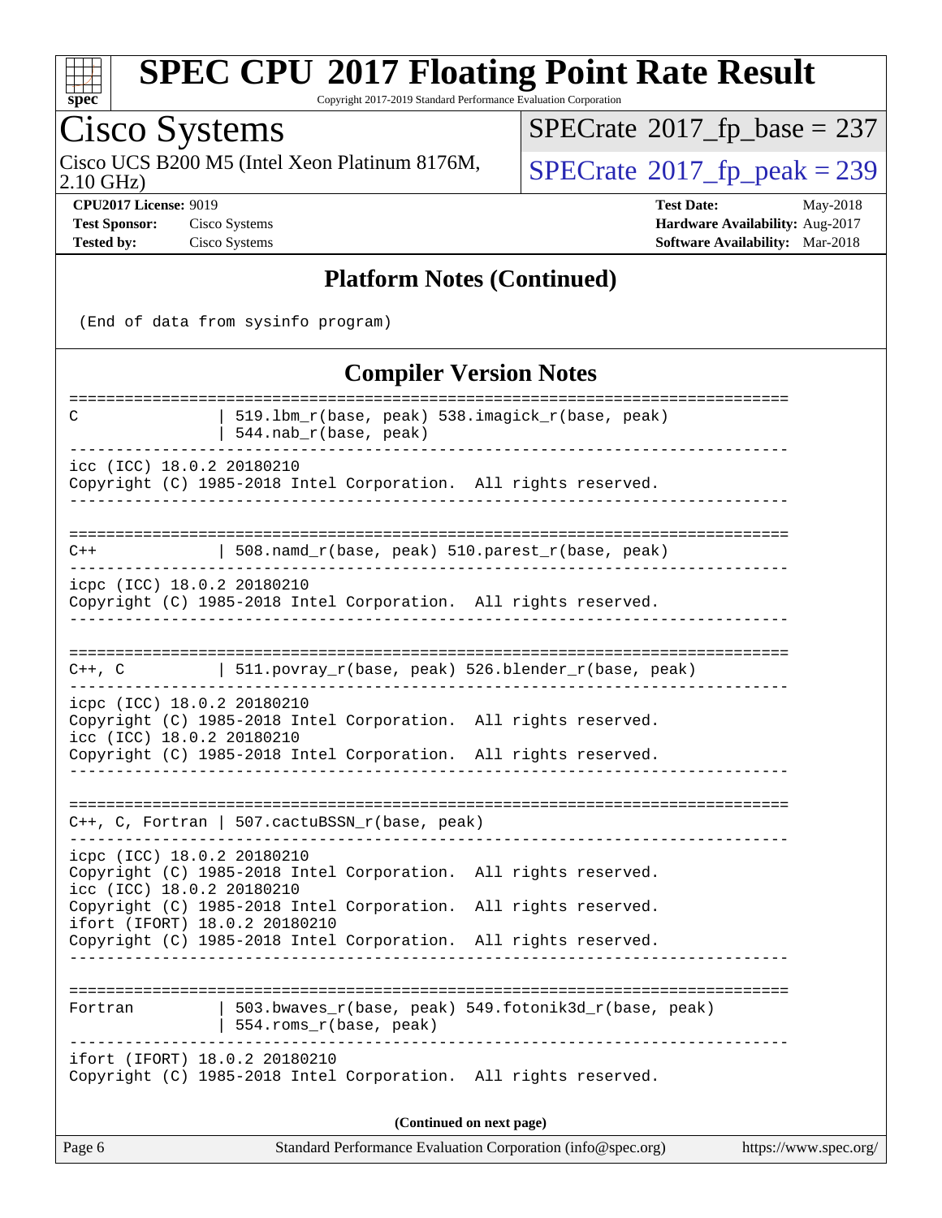## Platform Notes (Continued)

```
(End of data from sysinfo program)
```

## Compiler Version Notes

```
==============================================================================
C                | 519.lbm_r(base, peak) 538.imagick_r(base, peak)
                 | 544.nab_r(base, peak)
------------------------------------------------------------------------------
icc (ICC) 18.0.2 20180210
Copyright (C) 1985-2018 Intel Corporation.  All rights reserved.
------------------------------------------------------------------------------

==============================================================================
C++              | 508.namd_r(base, peak) 510.parest_r(base, peak)
------------------------------------------------------------------------------
icpc (ICC) 18.0.2 20180210
Copyright (C) 1985-2018 Intel Corporation.  All rights reserved.
------------------------------------------------------------------------------

==============================================================================
C++, C           | 511.povray_r(base, peak) 526.blender_r(base, peak)
------------------------------------------------------------------------------
icpc (ICC) 18.0.2 20180210
Copyright (C) 1985-2018 Intel Corporation.  All rights reserved.
icc (ICC) 18.0.2 20180210
Copyright (C) 1985-2018 Intel Corporation.  All rights reserved.
------------------------------------------------------------------------------

==============================================================================
C++, C, Fortran | 507.cactuBSSN_r(base, peak)
------------------------------------------------------------------------------
icpc (ICC) 18.0.2 20180210
Copyright (C) 1985-2018 Intel Corporation.  All rights reserved.
icc (ICC) 18.0.2 20180210
Copyright (C) 1985-2018 Intel Corporation.  All rights reserved.
ifort (IFORT) 18.0.2 20180210
Copyright (C) 1985-2018 Intel Corporation.  All rights reserved.
------------------------------------------------------------------------------

==============================================================================
Fortran          | 503.bwaves_r(base, peak) 549.fotonik3d_r(base, peak)
                 | 554.roms_r(base, peak)
------------------------------------------------------------------------------
ifort (IFORT) 18.0.2 20180210
Copyright (C) 1985-2018 Intel Corporation.  All rights reserved.
```

**(Continued on next page)**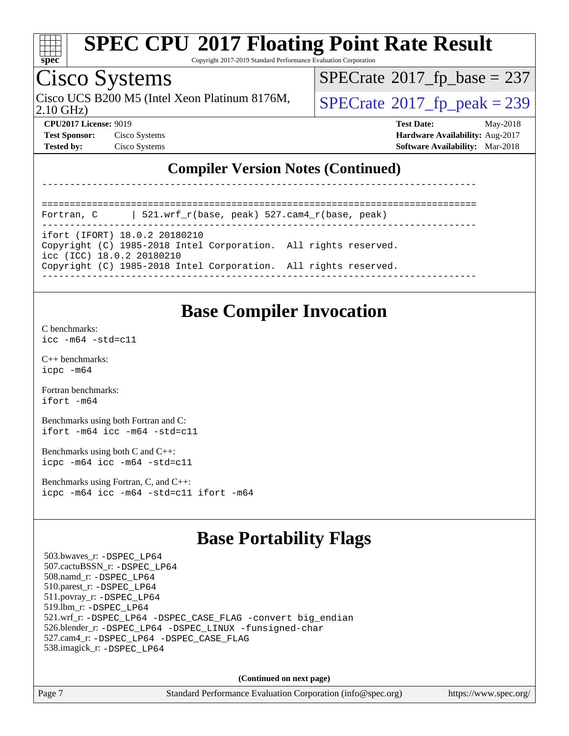## Compiler Version Notes (Continued)

```
------------------------------------------------------------------------------

==============================================================================
Fortran, C      | 521.wrf_r(base, peak) 527.cam4_r(base, peak)
------------------------------------------------------------------------------
ifort (IFORT) 18.0.2 20180210
Copyright (C) 1985-2018 Intel Corporation.  All rights reserved.
icc (ICC) 18.0.2 20180210
Copyright (C) 1985-2018 Intel Corporation.  All rights reserved.
------------------------------------------------------------------------------
```

## Base Compiler Invocation

C benchmarks:
`icc -m64 -std=c11`

C++ benchmarks:
`icpc -m64`

Fortran benchmarks:
`ifort -m64`

Benchmarks using both Fortran and C:
`ifort -m64 icc -m64 -std=c11`

Benchmarks using both C and C++:
`icpc -m64 icc -m64 -std=c11`

Benchmarks using Fortran, C, and C++:
`icpc -m64 icc -m64 -std=c11 ifort -m64`

## Base Portability Flags

503.bwaves_r: `-DSPEC_LP64`
507.cactuBSSN_r: `-DSPEC_LP64`
508.namd_r: `-DSPEC_LP64`
510.parest_r: `-DSPEC_LP64`
511.povray_r: `-DSPEC_LP64`
519.lbm_r: `-DSPEC_LP64`
521.wrf_r: `-DSPEC_LP64 -DSPEC_CASE_FLAG -convert big_endian`
526.blender_r: `-DSPEC_LP64 -DSPEC_LINUX -funsigned-char`
527.cam4_r: `-DSPEC_LP64 -DSPEC_CASE_FLAG`
538.imagick_r: `-DSPEC_LP64`

**(Continued on next page)**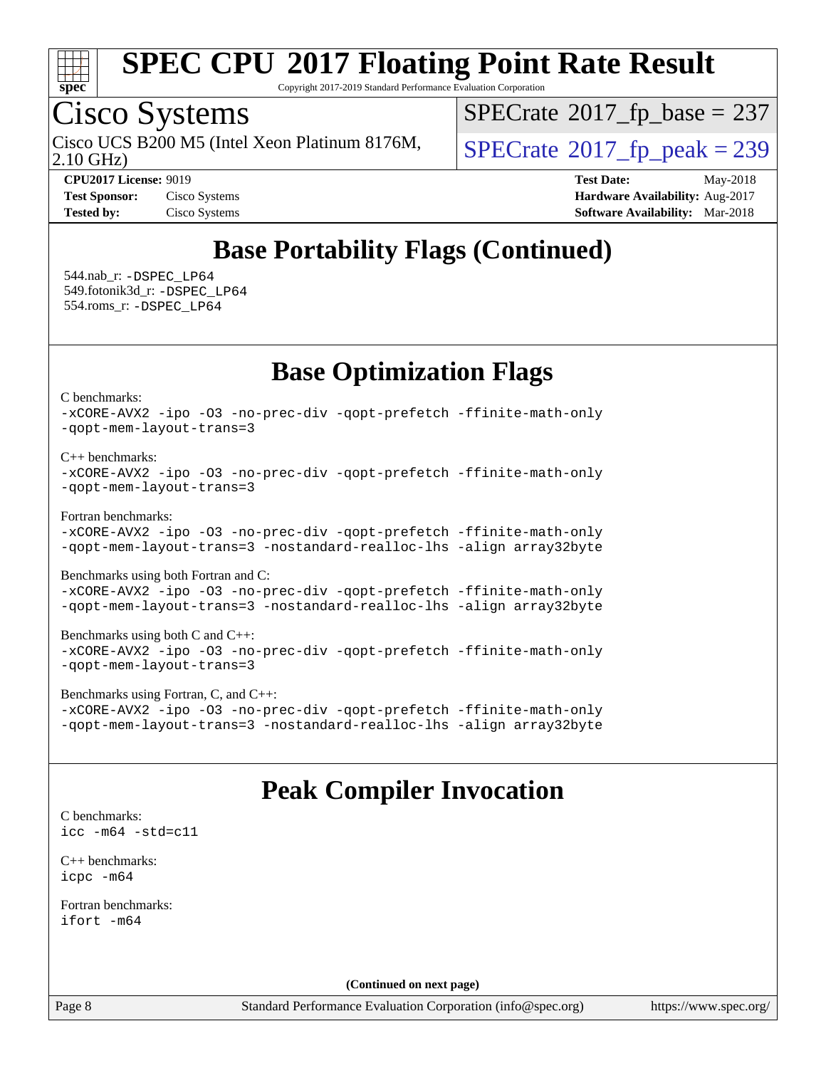# SPEC CPU 2017 Floating Point Rate Result

Copyright 2017-2019 Standard Performance Evaluation Corporation

## Cisco Systems

Cisco UCS B200 M5 (Intel Xeon Platinum 8176M, 2.10 GHz)

SPECrate 2017_fp_base = 237

SPECrate 2017_fp_peak = 239

**CPU2017 License:** 9019
**Test Sponsor:** Cisco Systems
**Tested by:** Cisco Systems

**Test Date:** May-2018
**Hardware Availability:** Aug-2017
**Software Availability:** Mar-2018

## Base Portability Flags (Continued)

544.nab_r: `-DSPEC_LP64`
549.fotonik3d_r: `-DSPEC_LP64`
554.roms_r: `-DSPEC_LP64`

## Base Optimization Flags

C benchmarks:
```
-xCORE-AVX2 -ipo -O3 -no-prec-div -qopt-prefetch -ffinite-math-only
-qopt-mem-layout-trans=3
```

C++ benchmarks:
```
-xCORE-AVX2 -ipo -O3 -no-prec-div -qopt-prefetch -ffinite-math-only
-qopt-mem-layout-trans=3
```

Fortran benchmarks:
```
-xCORE-AVX2 -ipo -O3 -no-prec-div -qopt-prefetch -ffinite-math-only
-qopt-mem-layout-trans=3 -nostandard-realloc-lhs -align array32byte
```

Benchmarks using both Fortran and C:
```
-xCORE-AVX2 -ipo -O3 -no-prec-div -qopt-prefetch -ffinite-math-only
-qopt-mem-layout-trans=3 -nostandard-realloc-lhs -align array32byte
```

Benchmarks using both C and C++:
```
-xCORE-AVX2 -ipo -O3 -no-prec-div -qopt-prefetch -ffinite-math-only
-qopt-mem-layout-trans=3
```

Benchmarks using Fortran, C, and C++:
```
-xCORE-AVX2 -ipo -O3 -no-prec-div -qopt-prefetch -ffinite-math-only
-qopt-mem-layout-trans=3 -nostandard-realloc-lhs -align array32byte
```

## Peak Compiler Invocation

C benchmarks:
```
icc -m64 -std=c11
```

C++ benchmarks:
```
icpc -m64
```

Fortran benchmarks:
```
ifort -m64
```

**(Continued on next page)**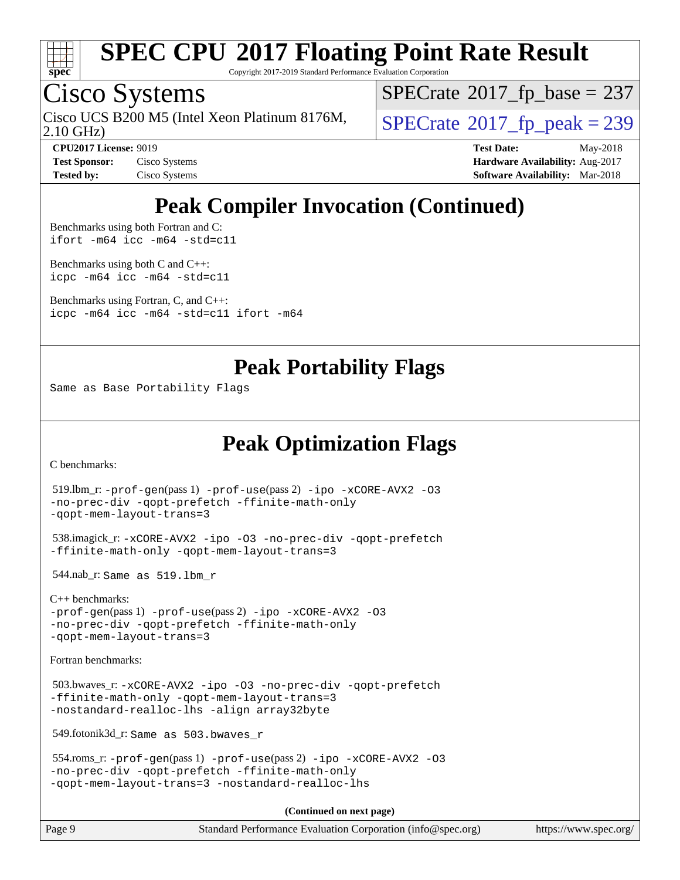## Peak Compiler Invocation (Continued)

Benchmarks using both Fortran and C:
`ifort -m64 icc -m64 -std=c11`

Benchmarks using both C and C++:
`icpc -m64 icc -m64 -std=c11`

Benchmarks using Fortran, C, and C++:
`icpc -m64 icc -m64 -std=c11 ifort -m64`

## Peak Portability Flags

Same as Base Portability Flags

## Peak Optimization Flags

C benchmarks:

519.lbm_r: `-prof-gen`(pass 1) `-prof-use`(pass 2) `-ipo -xCORE-AVX2 -O3 -no-prec-div -qopt-prefetch -ffinite-math-only -qopt-mem-layout-trans=3`

538.imagick_r: `-xCORE-AVX2 -ipo -O3 -no-prec-div -qopt-prefetch -ffinite-math-only -qopt-mem-layout-trans=3`

544.nab_r: Same as 519.lbm_r

C++ benchmarks:
`-prof-gen`(pass 1) `-prof-use`(pass 2) `-ipo -xCORE-AVX2 -O3 -no-prec-div -qopt-prefetch -ffinite-math-only -qopt-mem-layout-trans=3`

Fortran benchmarks:

503.bwaves_r: `-xCORE-AVX2 -ipo -O3 -no-prec-div -qopt-prefetch -ffinite-math-only -qopt-mem-layout-trans=3 -nostandard-realloc-lhs -align array32byte`

549.fotonik3d_r: Same as 503.bwaves_r

554.roms_r: `-prof-gen`(pass 1) `-prof-use`(pass 2) `-ipo -xCORE-AVX2 -O3 -no-prec-div -qopt-prefetch -ffinite-math-only -qopt-mem-layout-trans=3 -nostandard-realloc-lhs`

**(Continued on next page)**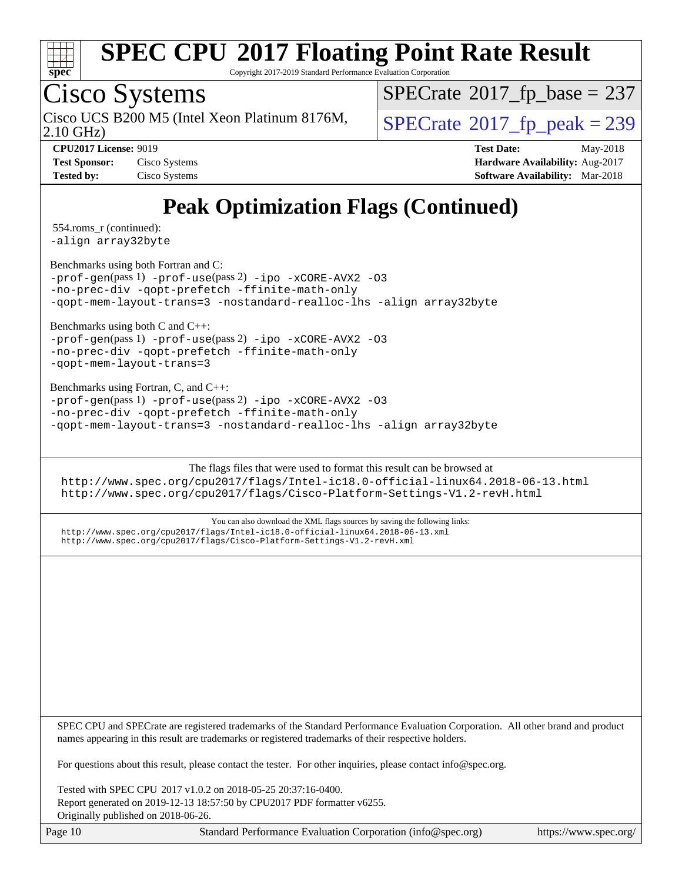# Peak Optimization Flags (Continued)

554.roms_r (continued):
-align array32byte

Benchmarks using both Fortran and C:
-prof-gen(pass 1) -prof-use(pass 2) -ipo -xCORE-AVX2 -O3
-no-prec-div -qopt-prefetch -ffinite-math-only
-qopt-mem-layout-trans=3 -nostandard-realloc-lhs -align array32byte

Benchmarks using both C and C++:
-prof-gen(pass 1) -prof-use(pass 2) -ipo -xCORE-AVX2 -O3
-no-prec-div -qopt-prefetch -ffinite-math-only
-qopt-mem-layout-trans=3

Benchmarks using Fortran, C, and C++:
-prof-gen(pass 1) -prof-use(pass 2) -ipo -xCORE-AVX2 -O3
-no-prec-div -qopt-prefetch -ffinite-math-only
-qopt-mem-layout-trans=3 -nostandard-realloc-lhs -align array32byte

The flags files that were used to format this result can be browsed at
http://www.spec.org/cpu2017/flags/Intel-ic18.0-official-linux64.2018-06-13.html
http://www.spec.org/cpu2017/flags/Cisco-Platform-Settings-V1.2-revH.html

You can also download the XML flags sources by saving the following links:
http://www.spec.org/cpu2017/flags/Intel-ic18.0-official-linux64.2018-06-13.xml
http://www.spec.org/cpu2017/flags/Cisco-Platform-Settings-V1.2-revH.xml

SPEC CPU and SPECrate are registered trademarks of the Standard Performance Evaluation Corporation. All other brand and product names appearing in this result are trademarks or registered trademarks of their respective holders.

For questions about this result, please contact the tester. For other inquiries, please contact info@spec.org.

Tested with SPEC CPU 2017 v1.0.2 on 2018-05-25 20:37:16-0400.
Report generated on 2019-12-13 18:57:50 by CPU2017 PDF formatter v6255.
Originally published on 2018-06-26.